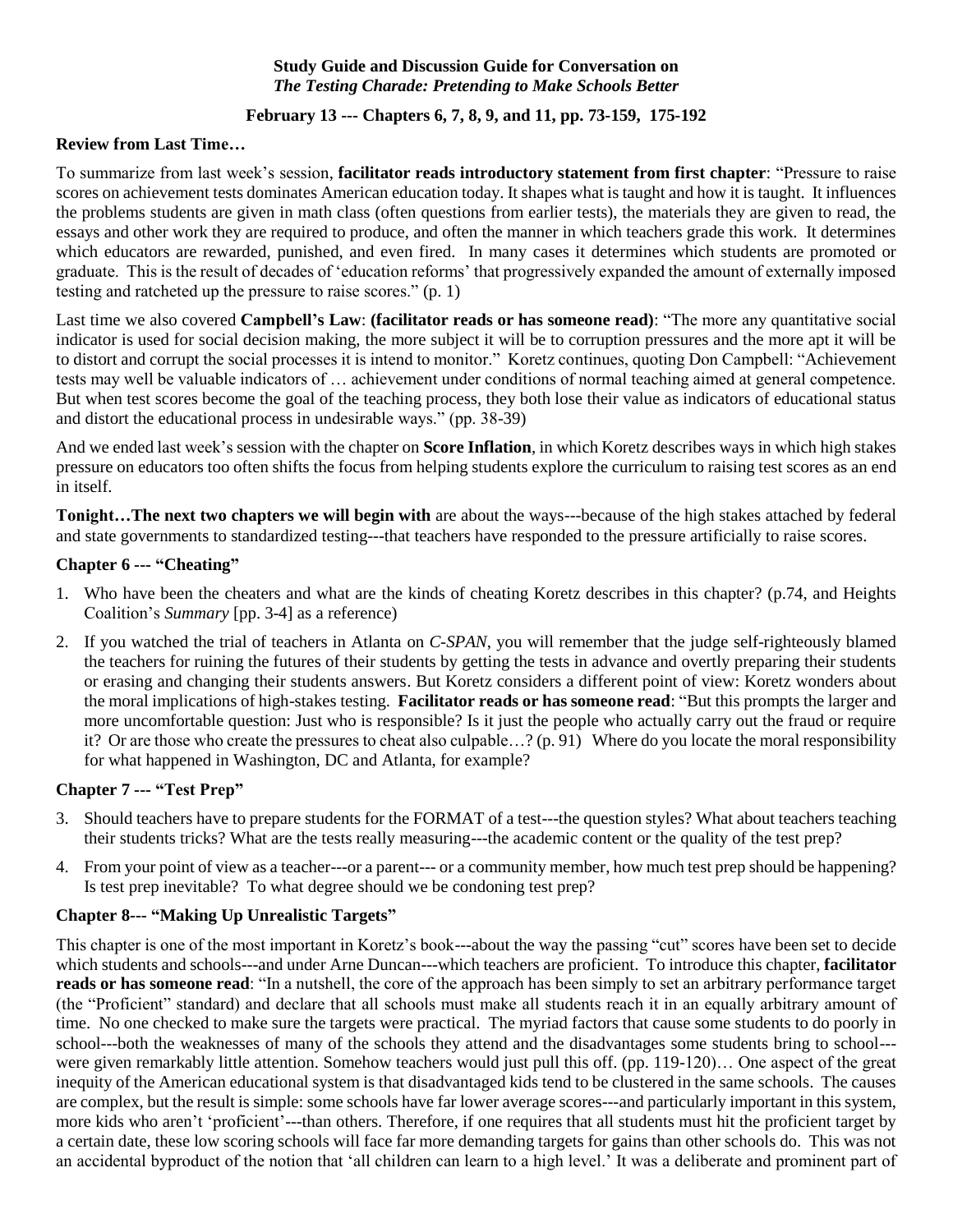**Study Guide and Discussion Guide for Conversation on**
***The Testing Charade: Pretending to Make Schools Better***

**February 13 --- Chapters 6, 7, 8, 9, and 11, pp. 73-159, 175-192**

**Review from Last Time…**

To summarize from last week's session, **facilitator reads introductory statement from first chapter**: "Pressure to raise scores on achievement tests dominates American education today. It shapes what is taught and how it is taught. It influences the problems students are given in math class (often questions from earlier tests), the materials they are given to read, the essays and other work they are required to produce, and often the manner in which teachers grade this work. It determines which educators are rewarded, punished, and even fired. In many cases it determines which students are promoted or graduate. This is the result of decades of 'education reforms' that progressively expanded the amount of externally imposed testing and ratcheted up the pressure to raise scores." (p. 1)

Last time we also covered **Campbell's Law**: **(facilitator reads or has someone read)**: "The more any quantitative social indicator is used for social decision making, the more subject it will be to corruption pressures and the more apt it will be to distort and corrupt the social processes it is intend to monitor." Koretz continues, quoting Don Campbell: "Achievement tests may well be valuable indicators of … achievement under conditions of normal teaching aimed at general competence. But when test scores become the goal of the teaching process, they both lose their value as indicators of educational status and distort the educational process in undesirable ways." (pp. 38-39)

And we ended last week's session with the chapter on **Score Inflation**, in which Koretz describes ways in which high stakes pressure on educators too often shifts the focus from helping students explore the curriculum to raising test scores as an end in itself.

**Tonight…The next two chapters we will begin with** are about the ways---because of the high stakes attached by federal and state governments to standardized testing---that teachers have responded to the pressure artificially to raise scores.

### Chapter 6 --- "Cheating"

1. Who have been the cheaters and what are the kinds of cheating Koretz describes in this chapter? (p.74, and Heights Coalition's *Summary* [pp. 3-4] as a reference)
2. If you watched the trial of teachers in Atlanta on *C-SPAN*, you will remember that the judge self-righteously blamed the teachers for ruining the futures of their students by getting the tests in advance and overtly preparing their students or erasing and changing their students answers. But Koretz considers a different point of view: Koretz wonders about the moral implications of high-stakes testing. **Facilitator reads or has someone read**: "But this prompts the larger and more uncomfortable question: Just who is responsible? Is it just the people who actually carry out the fraud or require it? Or are those who create the pressures to cheat also culpable…? (p. 91) Where do you locate the moral responsibility for what happened in Washington, DC and Atlanta, for example?

### Chapter 7 --- "Test Prep"

3. Should teachers have to prepare students for the FORMAT of a test---the question styles? What about teachers teaching their students tricks? What are the tests really measuring---the academic content or the quality of the test prep?
4. From your point of view as a teacher---or a parent--- or a community member, how much test prep should be happening? Is test prep inevitable? To what degree should we be condoning test prep?

### Chapter 8--- "Making Up Unrealistic Targets"

This chapter is one of the most important in Koretz's book---about the way the passing "cut" scores have been set to decide which students and schools---and under Arne Duncan---which teachers are proficient. To introduce this chapter, **facilitator reads or has someone read**: "In a nutshell, the core of the approach has been simply to set an arbitrary performance target (the "Proficient" standard) and declare that all schools must make all students reach it in an equally arbitrary amount of time. No one checked to make sure the targets were practical. The myriad factors that cause some students to do poorly in school---both the weaknesses of many of the schools they attend and the disadvantages some students bring to school---were given remarkably little attention. Somehow teachers would just pull this off. (pp. 119-120)… One aspect of the great inequity of the American educational system is that disadvantaged kids tend to be clustered in the same schools. The causes are complex, but the result is simple: some schools have far lower average scores---and particularly important in this system, more kids who aren't 'proficient'---than others. Therefore, if one requires that all students must hit the proficient target by a certain date, these low scoring schools will face far more demanding targets for gains than other schools do. This was not an accidental byproduct of the notion that 'all children can learn to a high level.' It was a deliberate and prominent part of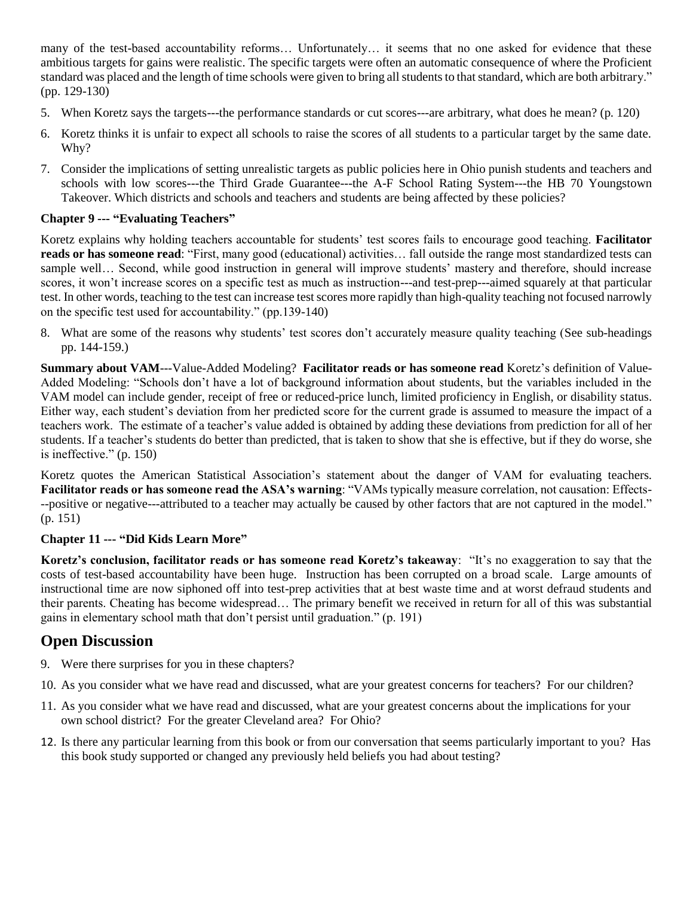many of the test-based accountability reforms… Unfortunately… it seems that no one asked for evidence that these ambitious targets for gains were realistic. The specific targets were often an automatic consequence of where the Proficient standard was placed and the length of time schools were given to bring all students to that standard, which are both arbitrary." (pp. 129-130)

5. When Koretz says the targets---the performance standards or cut scores---are arbitrary, what does he mean? (p. 120)
6. Koretz thinks it is unfair to expect all schools to raise the scores of all students to a particular target by the same date. Why?
7. Consider the implications of setting unrealistic targets as public policies here in Ohio punish students and teachers and schools with low scores---the Third Grade Guarantee---the A-F School Rating System---the HB 70 Youngstown Takeover. Which districts and schools and teachers and students are being affected by these policies?

**Chapter 9 --- "Evaluating Teachers"**

Koretz explains why holding teachers accountable for students' test scores fails to encourage good teaching. **Facilitator reads or has someone read**: "First, many good (educational) activities… fall outside the range most standardized tests can sample well… Second, while good instruction in general will improve students' mastery and therefore, should increase scores, it won't increase scores on a specific test as much as instruction---and test-prep---aimed squarely at that particular test. In other words, teaching to the test can increase test scores more rapidly than high-quality teaching not focused narrowly on the specific test used for accountability." (pp.139-140)

8. What are some of the reasons why students' test scores don't accurately measure quality teaching (See sub-headings pp. 144-159.)

**Summary about VAM**---Value-Added Modeling? **Facilitator reads or has someone read** Koretz's definition of Value-Added Modeling: "Schools don't have a lot of background information about students, but the variables included in the VAM model can include gender, receipt of free or reduced-price lunch, limited proficiency in English, or disability status. Either way, each student's deviation from her predicted score for the current grade is assumed to measure the impact of a teachers work. The estimate of a teacher's value added is obtained by adding these deviations from prediction for all of her students. If a teacher's students do better than predicted, that is taken to show that she is effective, but if they do worse, she is ineffective." (p. 150)

Koretz quotes the American Statistical Association's statement about the danger of VAM for evaluating teachers. **Facilitator reads or has someone read the ASA's warning**: "VAMs typically measure correlation, not causation: Effects---positive or negative---attributed to a teacher may actually be caused by other factors that are not captured in the model." (p. 151)

**Chapter 11 --- "Did Kids Learn More"**

**Koretz's conclusion, facilitator reads or has someone read Koretz's takeaway**: "It's no exaggeration to say that the costs of test-based accountability have been huge. Instruction has been corrupted on a broad scale. Large amounts of instructional time are now siphoned off into test-prep activities that at best waste time and at worst defraud students and their parents. Cheating has become widespread… The primary benefit we received in return for all of this was substantial gains in elementary school math that don't persist until graduation." (p. 191)

## Open Discussion

9. Were there surprises for you in these chapters?
10. As you consider what we have read and discussed, what are your greatest concerns for teachers? For our children?
11. As you consider what we have read and discussed, what are your greatest concerns about the implications for your own school district? For the greater Cleveland area? For Ohio?
12. Is there any particular learning from this book or from our conversation that seems particularly important to you? Has this book study supported or changed any previously held beliefs you had about testing?